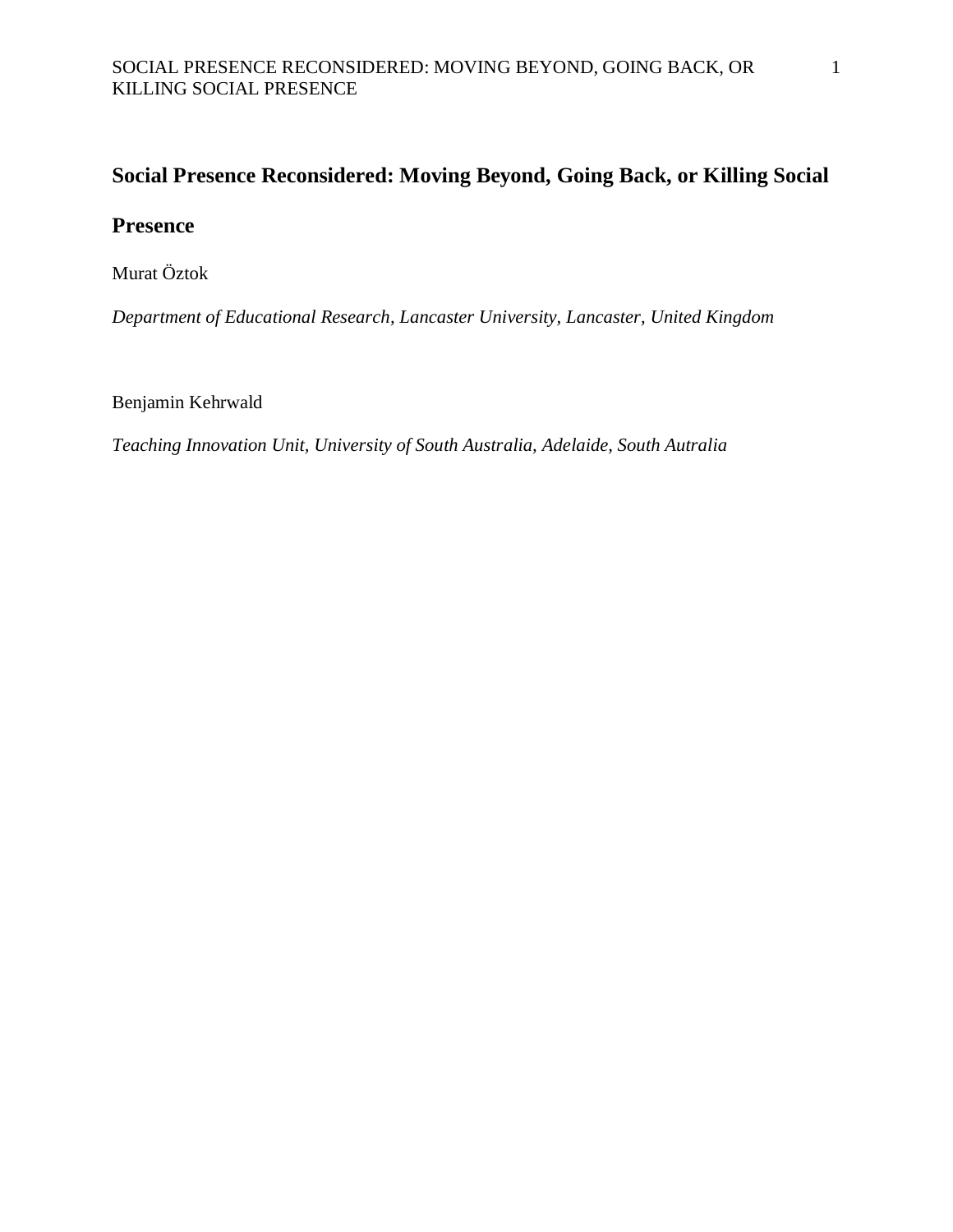# Social Presence Reconsidered: Moving Beyond, Going Back, or Killing Social Presence

Murat Öztok

*Department of Educational Research, Lancaster University, Lancaster, United Kingdom*

Benjamin Kehrwald

*Teaching Innovation Unit, University of South Australia, Adelaide, South Autralia*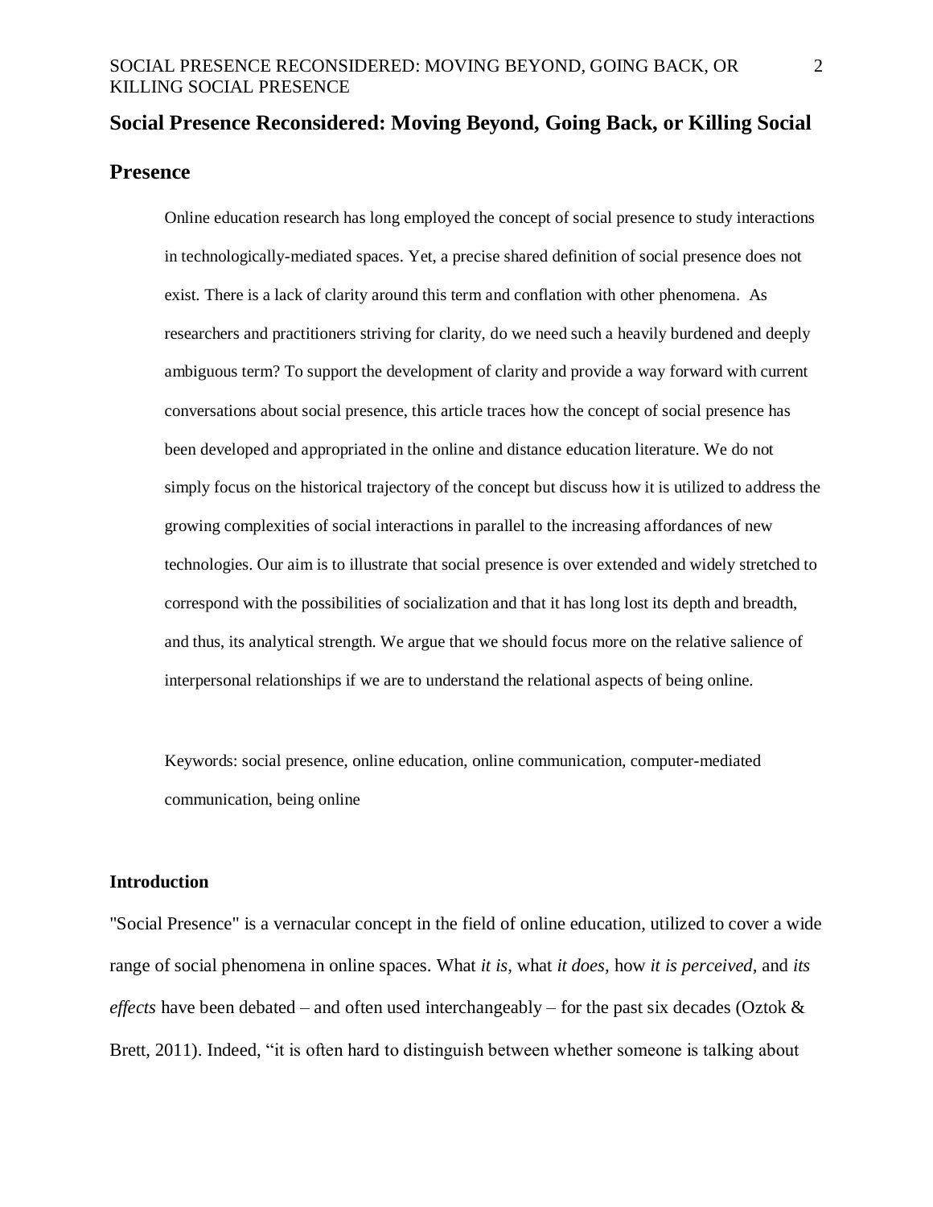## Social Presence Reconsidered: Moving Beyond, Going Back, or Killing Social Presence

Online education research has long employed the concept of social presence to study interactions in technologically-mediated spaces. Yet, a precise shared definition of social presence does not exist. There is a lack of clarity around this term and conflation with other phenomena. As researchers and practitioners striving for clarity, do we need such a heavily burdened and deeply ambiguous term? To support the development of clarity and provide a way forward with current conversations about social presence, this article traces how the concept of social presence has been developed and appropriated in the online and distance education literature. We do not simply focus on the historical trajectory of the concept but discuss how it is utilized to address the growing complexities of social interactions in parallel to the increasing affordances of new technologies. Our aim is to illustrate that social presence is over extended and widely stretched to correspond with the possibilities of socialization and that it has long lost its depth and breadth, and thus, its analytical strength. We argue that we should focus more on the relative salience of interpersonal relationships if we are to understand the relational aspects of being online.

Keywords: social presence, online education, online communication, computer-mediated communication, being online

### Introduction

"Social Presence" is a vernacular concept in the field of online education, utilized to cover a wide range of social phenomena in online spaces. What *it is*, what *it does*, how *it is perceived*, and *its effects* have been debated – and often used interchangeably – for the past six decades (Oztok & Brett, 2011). Indeed, "it is often hard to distinguish between whether someone is talking about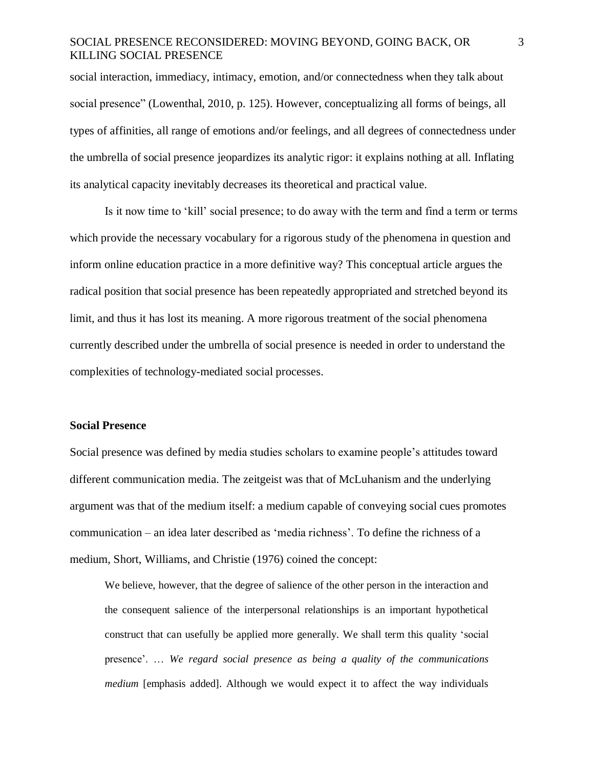social interaction, immediacy, intimacy, emotion, and/or connectedness when they talk about social presence" (Lowenthal, 2010, p. 125). However, conceptualizing all forms of beings, all types of affinities, all range of emotions and/or feelings, and all degrees of connectedness under the umbrella of social presence jeopardizes its analytic rigor: it explains nothing at all. Inflating its analytical capacity inevitably decreases its theoretical and practical value.

Is it now time to 'kill' social presence; to do away with the term and find a term or terms which provide the necessary vocabulary for a rigorous study of the phenomena in question and inform online education practice in a more definitive way? This conceptual article argues the radical position that social presence has been repeatedly appropriated and stretched beyond its limit, and thus it has lost its meaning. A more rigorous treatment of the social phenomena currently described under the umbrella of social presence is needed in order to understand the complexities of technology-mediated social processes.

**Social Presence**

Social presence was defined by media studies scholars to examine people's attitudes toward different communication media. The zeitgeist was that of McLuhanism and the underlying argument was that of the medium itself: a medium capable of conveying social cues promotes communication – an idea later described as 'media richness'. To define the richness of a medium, Short, Williams, and Christie (1976) coined the concept:

> We believe, however, that the degree of salience of the other person in the interaction and the consequent salience of the interpersonal relationships is an important hypothetical construct that can usefully be applied more generally. We shall term this quality 'social presence'. … *We regard social presence as being a quality of the communications medium* [emphasis added]. Although we would expect it to affect the way individuals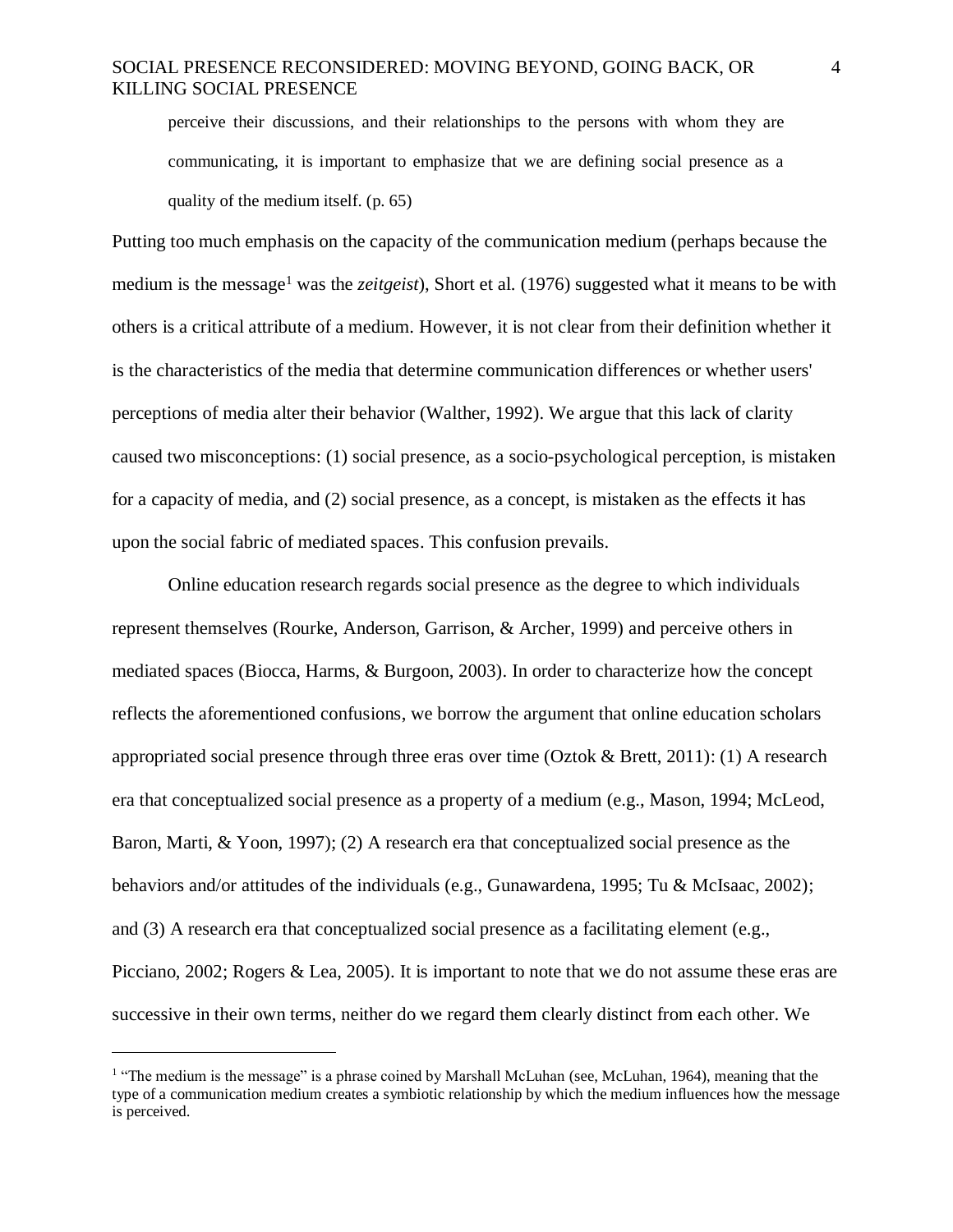> perceive their discussions, and their relationships to the persons with whom they are communicating, it is important to emphasize that we are defining social presence as a quality of the medium itself. (p. 65)

Putting too much emphasis on the capacity of the communication medium (perhaps because the medium is the message[1] was the *zeitgeist*), Short et al. (1976) suggested what it means to be with others is a critical attribute of a medium. However, it is not clear from their definition whether it is the characteristics of the media that determine communication differences or whether users' perceptions of media alter their behavior (Walther, 1992). We argue that this lack of clarity caused two misconceptions: (1) social presence, as a socio-psychological perception, is mistaken for a capacity of media, and (2) social presence, as a concept, is mistaken as the effects it has upon the social fabric of mediated spaces. This confusion prevails.

Online education research regards social presence as the degree to which individuals represent themselves (Rourke, Anderson, Garrison, & Archer, 1999) and perceive others in mediated spaces (Biocca, Harms, & Burgoon, 2003). In order to characterize how the concept reflects the aforementioned confusions, we borrow the argument that online education scholars appropriated social presence through three eras over time (Oztok & Brett, 2011): (1) A research era that conceptualized social presence as a property of a medium (e.g., Mason, 1994; McLeod, Baron, Marti, & Yoon, 1997); (2) A research era that conceptualized social presence as the behaviors and/or attitudes of the individuals (e.g., Gunawardena, 1995; Tu & McIsaac, 2002); and (3) A research era that conceptualized social presence as a facilitating element (e.g., Picciano, 2002; Rogers & Lea, 2005). It is important to note that we do not assume these eras are successive in their own terms, neither do we regard them clearly distinct from each other. We

---

[1] "The medium is the message" is a phrase coined by Marshall McLuhan (see, McLuhan, 1964), meaning that the type of a communication medium creates a symbiotic relationship by which the medium influences how the message is perceived.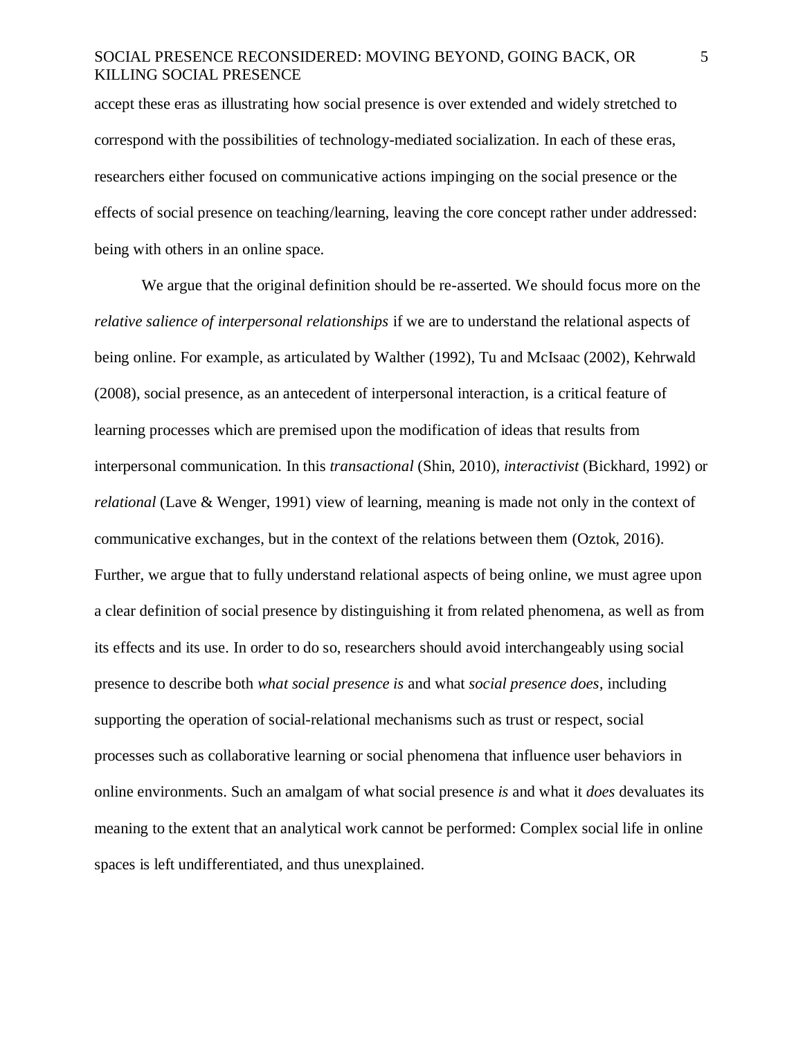accept these eras as illustrating how social presence is over extended and widely stretched to correspond with the possibilities of technology-mediated socialization. In each of these eras, researchers either focused on communicative actions impinging on the social presence or the effects of social presence on teaching/learning, leaving the core concept rather under addressed: being with others in an online space.

We argue that the original definition should be re-asserted. We should focus more on the *relative salience of interpersonal relationships* if we are to understand the relational aspects of being online. For example, as articulated by Walther (1992), Tu and McIsaac (2002), Kehrwald (2008), social presence, as an antecedent of interpersonal interaction, is a critical feature of learning processes which are premised upon the modification of ideas that results from interpersonal communication. In this *transactional* (Shin, 2010), *interactivist* (Bickhard, 1992) or *relational* (Lave & Wenger, 1991) view of learning, meaning is made not only in the context of communicative exchanges, but in the context of the relations between them (Oztok, 2016). Further, we argue that to fully understand relational aspects of being online, we must agree upon a clear definition of social presence by distinguishing it from related phenomena, as well as from its effects and its use. In order to do so, researchers should avoid interchangeably using social presence to describe both *what social presence is* and what *social presence does*, including supporting the operation of social-relational mechanisms such as trust or respect, social processes such as collaborative learning or social phenomena that influence user behaviors in online environments. Such an amalgam of what social presence *is* and what it *does* devaluates its meaning to the extent that an analytical work cannot be performed: Complex social life in online spaces is left undifferentiated, and thus unexplained.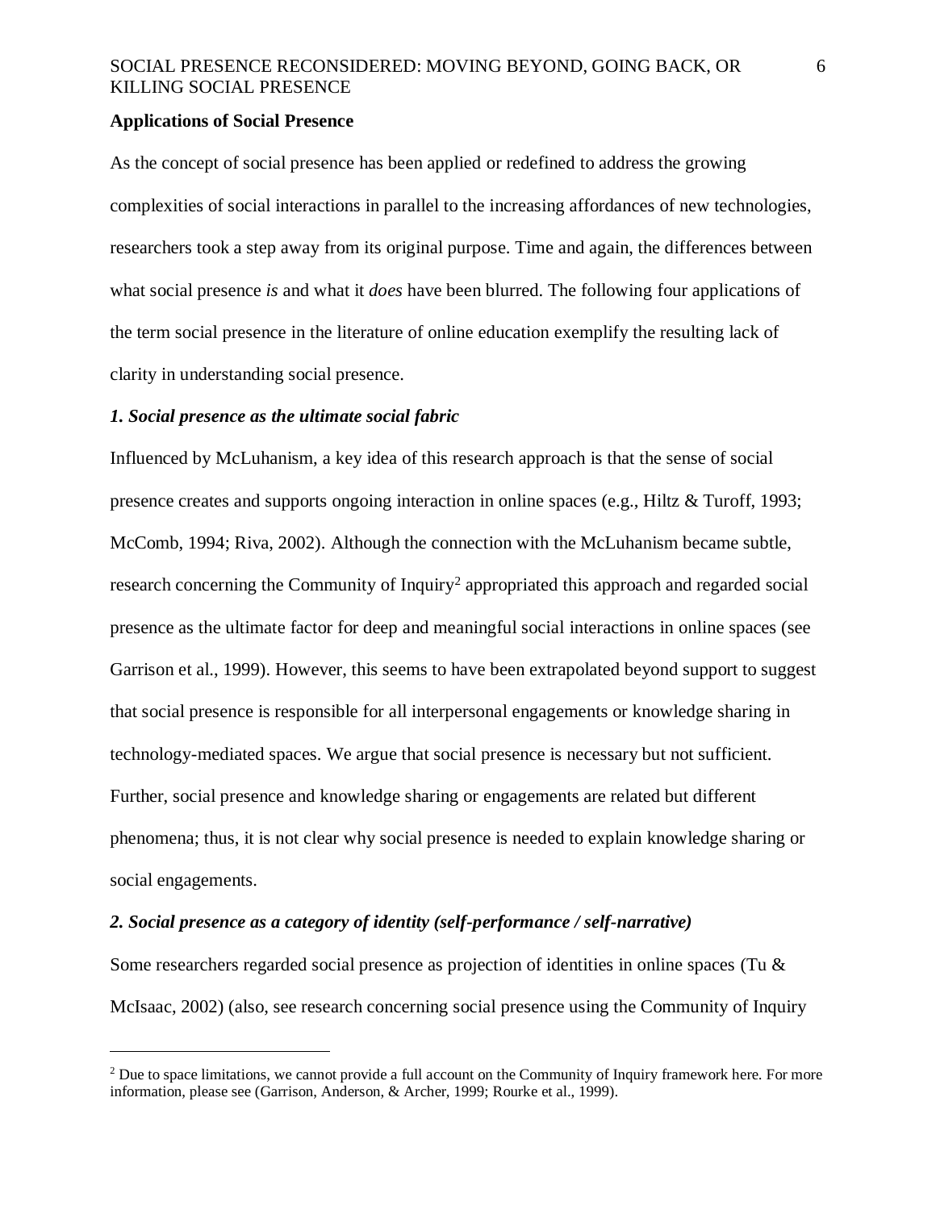## Applications of Social Presence

As the concept of social presence has been applied or redefined to address the growing complexities of social interactions in parallel to the increasing affordances of new technologies, researchers took a step away from its original purpose. Time and again, the differences between what social presence *is* and what it *does* have been blurred. The following four applications of the term social presence in the literature of online education exemplify the resulting lack of clarity in understanding social presence.

### *1. Social presence as the ultimate social fabric*

Influenced by McLuhanism, a key idea of this research approach is that the sense of social presence creates and supports ongoing interaction in online spaces (e.g., Hiltz & Turoff, 1993; McComb, 1994; Riva, 2002). Although the connection with the McLuhanism became subtle, research concerning the Community of Inquiry[2] appropriated this approach and regarded social presence as the ultimate factor for deep and meaningful social interactions in online spaces (see Garrison et al., 1999). However, this seems to have been extrapolated beyond support to suggest that social presence is responsible for all interpersonal engagements or knowledge sharing in technology-mediated spaces. We argue that social presence is necessary but not sufficient. Further, social presence and knowledge sharing or engagements are related but different phenomena; thus, it is not clear why social presence is needed to explain knowledge sharing or social engagements.

### *2. Social presence as a category of identity (self-performance / self-narrative)*

Some researchers regarded social presence as projection of identities in online spaces (Tu & McIsaac, 2002) (also, see research concerning social presence using the Community of Inquiry

[2] Due to space limitations, we cannot provide a full account on the Community of Inquiry framework here. For more information, please see (Garrison, Anderson, & Archer, 1999; Rourke et al., 1999).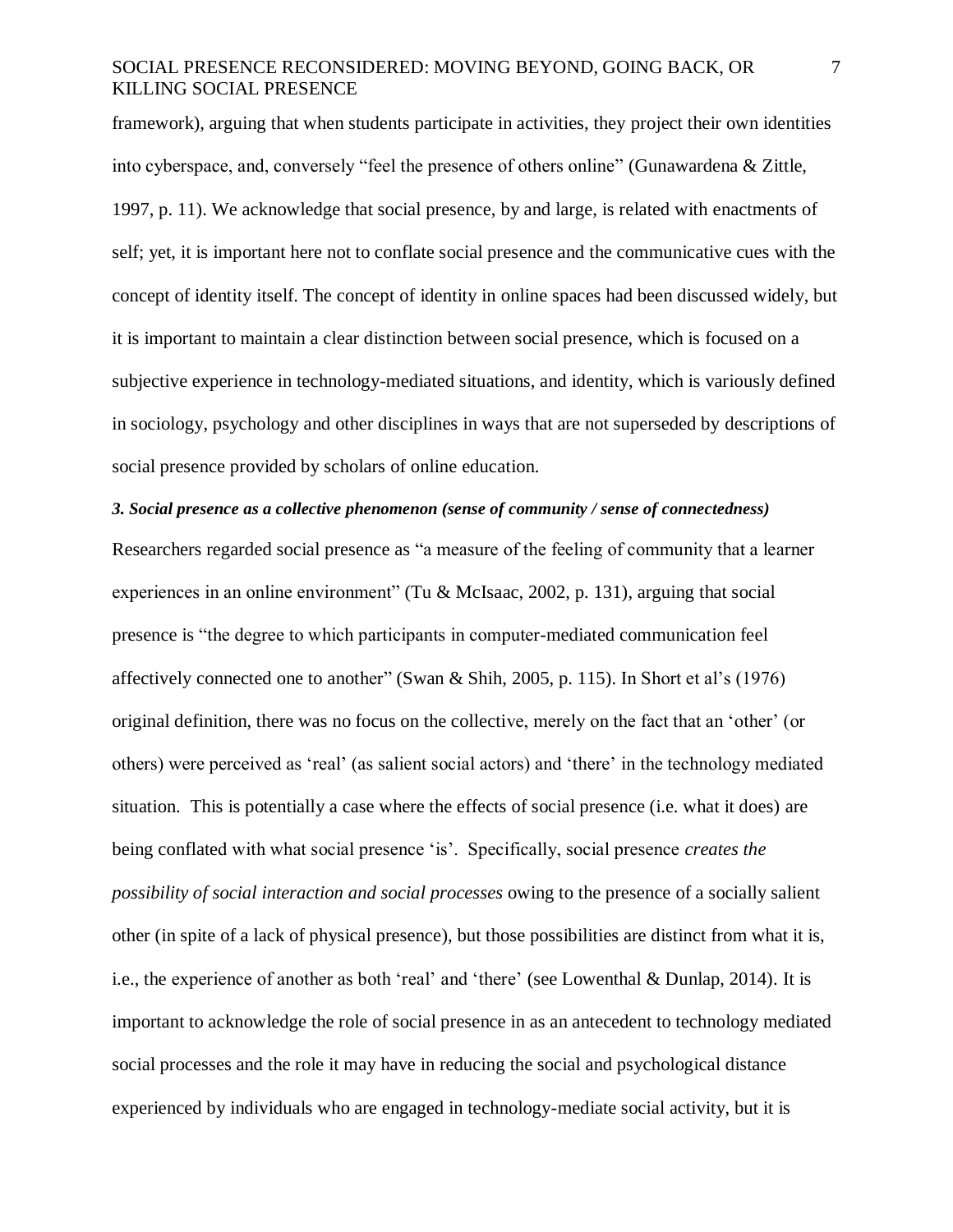framework), arguing that when students participate in activities, they project their own identities into cyberspace, and, conversely "feel the presence of others online" (Gunawardena & Zittle, 1997, p. 11). We acknowledge that social presence, by and large, is related with enactments of self; yet, it is important here not to conflate social presence and the communicative cues with the concept of identity itself. The concept of identity in online spaces had been discussed widely, but it is important to maintain a clear distinction between social presence, which is focused on a subjective experience in technology-mediated situations, and identity, which is variously defined in sociology, psychology and other disciplines in ways that are not superseded by descriptions of social presence provided by scholars of online education.

***3. Social presence as a collective phenomenon (sense of community / sense of connectedness)***

Researchers regarded social presence as "a measure of the feeling of community that a learner experiences in an online environment" (Tu & McIsaac, 2002, p. 131), arguing that social presence is "the degree to which participants in computer-mediated communication feel affectively connected one to another" (Swan & Shih, 2005, p. 115). In Short et al's (1976) original definition, there was no focus on the collective, merely on the fact that an 'other' (or others) were perceived as 'real' (as salient social actors) and 'there' in the technology mediated situation. This is potentially a case where the effects of social presence (i.e. what it does) are being conflated with what social presence 'is'. Specifically, social presence *creates the possibility of social interaction and social processes* owing to the presence of a socially salient other (in spite of a lack of physical presence), but those possibilities are distinct from what it is, i.e., the experience of another as both 'real' and 'there' (see Lowenthal & Dunlap, 2014). It is important to acknowledge the role of social presence in as an antecedent to technology mediated social processes and the role it may have in reducing the social and psychological distance experienced by individuals who are engaged in technology-mediate social activity, but it is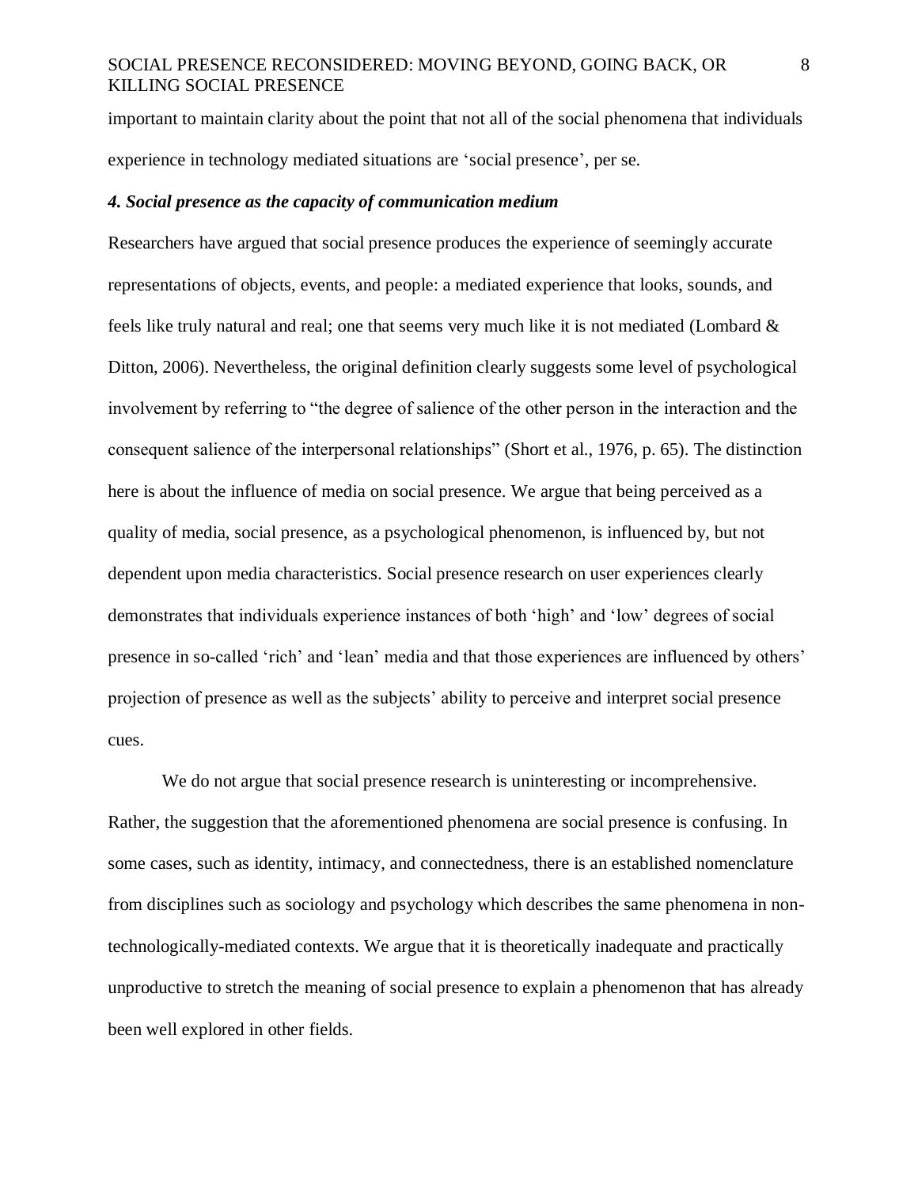important to maintain clarity about the point that not all of the social phenomena that individuals experience in technology mediated situations are 'social presence', per se.

***4. Social presence as the capacity of communication medium***

Researchers have argued that social presence produces the experience of seemingly accurate representations of objects, events, and people: a mediated experience that looks, sounds, and feels like truly natural and real; one that seems very much like it is not mediated (Lombard & Ditton, 2006). Nevertheless, the original definition clearly suggests some level of psychological involvement by referring to "the degree of salience of the other person in the interaction and the consequent salience of the interpersonal relationships" (Short et al., 1976, p. 65). The distinction here is about the influence of media on social presence. We argue that being perceived as a quality of media, social presence, as a psychological phenomenon, is influenced by, but not dependent upon media characteristics. Social presence research on user experiences clearly demonstrates that individuals experience instances of both 'high' and 'low' degrees of social presence in so-called 'rich' and 'lean' media and that those experiences are influenced by others' projection of presence as well as the subjects' ability to perceive and interpret social presence cues.

We do not argue that social presence research is uninteresting or incomprehensive. Rather, the suggestion that the aforementioned phenomena are social presence is confusing. In some cases, such as identity, intimacy, and connectedness, there is an established nomenclature from disciplines such as sociology and psychology which describes the same phenomena in non-technologically-mediated contexts. We argue that it is theoretically inadequate and practically unproductive to stretch the meaning of social presence to explain a phenomenon that has already been well explored in other fields.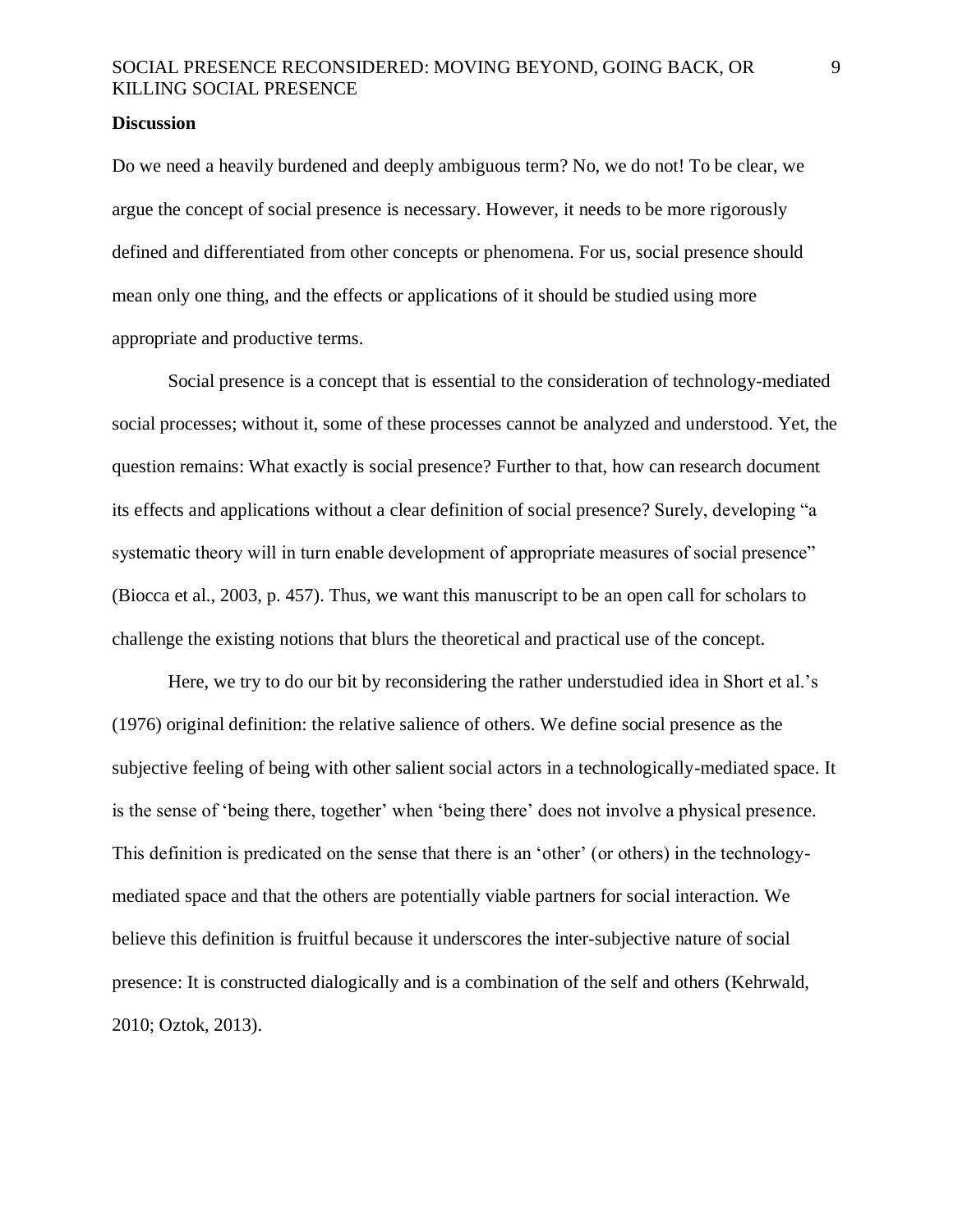## Discussion

Do we need a heavily burdened and deeply ambiguous term? No, we do not! To be clear, we argue the concept of social presence is necessary. However, it needs to be more rigorously defined and differentiated from other concepts or phenomena. For us, social presence should mean only one thing, and the effects or applications of it should be studied using more appropriate and productive terms.

Social presence is a concept that is essential to the consideration of technology-mediated social processes; without it, some of these processes cannot be analyzed and understood. Yet, the question remains: What exactly is social presence? Further to that, how can research document its effects and applications without a clear definition of social presence? Surely, developing "a systematic theory will in turn enable development of appropriate measures of social presence" (Biocca et al., 2003, p. 457). Thus, we want this manuscript to be an open call for scholars to challenge the existing notions that blurs the theoretical and practical use of the concept.

Here, we try to do our bit by reconsidering the rather understudied idea in Short et al.'s (1976) original definition: the relative salience of others. We define social presence as the subjective feeling of being with other salient social actors in a technologically-mediated space. It is the sense of 'being there, together' when 'being there' does not involve a physical presence. This definition is predicated on the sense that there is an 'other' (or others) in the technology-mediated space and that the others are potentially viable partners for social interaction. We believe this definition is fruitful because it underscores the inter-subjective nature of social presence: It is constructed dialogically and is a combination of the self and others (Kehrwald, 2010; Oztok, 2013).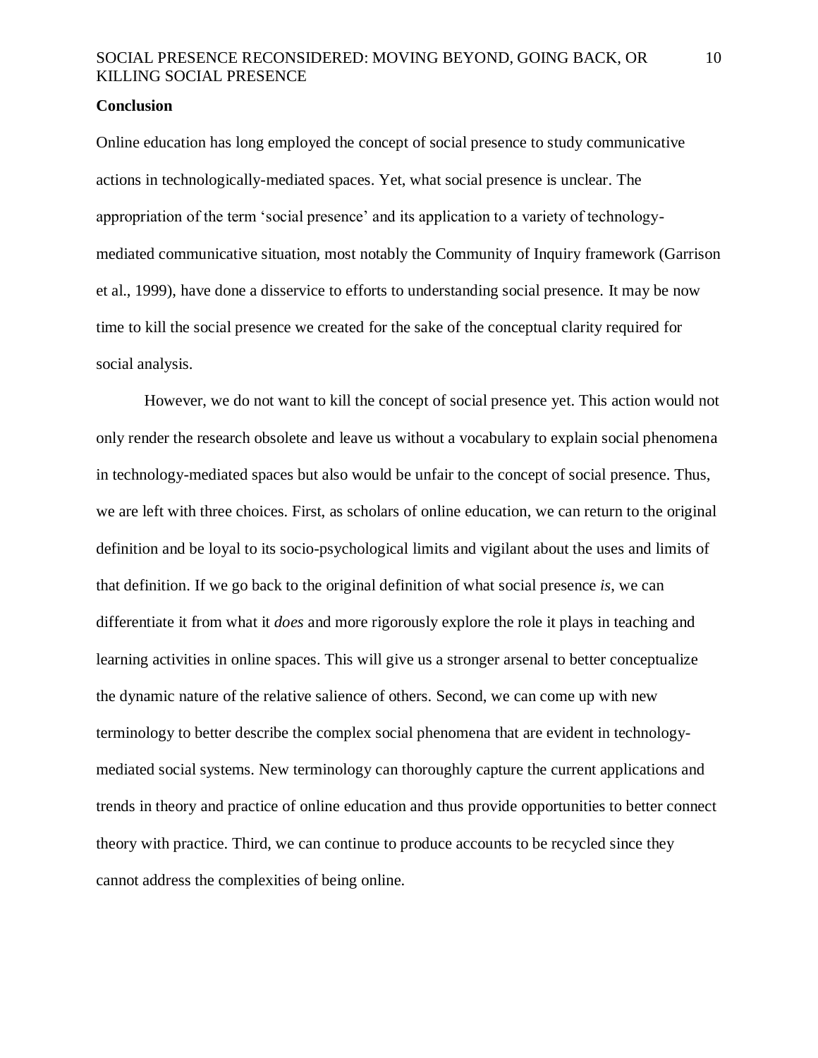**Conclusion**

Online education has long employed the concept of social presence to study communicative actions in technologically-mediated spaces. Yet, what social presence is unclear. The appropriation of the term 'social presence' and its application to a variety of technology-mediated communicative situation, most notably the Community of Inquiry framework (Garrison et al., 1999), have done a disservice to efforts to understanding social presence. It may be now time to kill the social presence we created for the sake of the conceptual clarity required for social analysis.

However, we do not want to kill the concept of social presence yet. This action would not only render the research obsolete and leave us without a vocabulary to explain social phenomena in technology-mediated spaces but also would be unfair to the concept of social presence. Thus, we are left with three choices. First, as scholars of online education, we can return to the original definition and be loyal to its socio-psychological limits and vigilant about the uses and limits of that definition. If we go back to the original definition of what social presence *is*, we can differentiate it from what it *does* and more rigorously explore the role it plays in teaching and learning activities in online spaces. This will give us a stronger arsenal to better conceptualize the dynamic nature of the relative salience of others. Second, we can come up with new terminology to better describe the complex social phenomena that are evident in technology-mediated social systems. New terminology can thoroughly capture the current applications and trends in theory and practice of online education and thus provide opportunities to better connect theory with practice. Third, we can continue to produce accounts to be recycled since they cannot address the complexities of being online.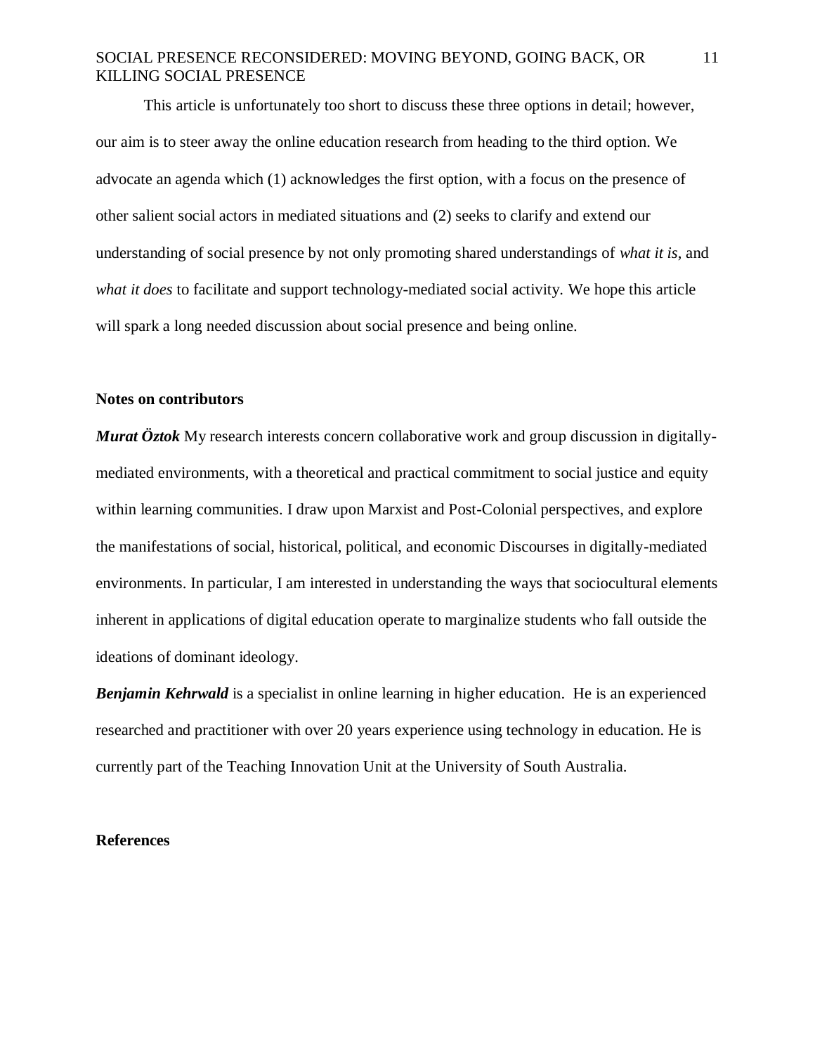This article is unfortunately too short to discuss these three options in detail; however, our aim is to steer away the online education research from heading to the third option. We advocate an agenda which (1) acknowledges the first option, with a focus on the presence of other salient social actors in mediated situations and (2) seeks to clarify and extend our understanding of social presence by not only promoting shared understandings of *what it is*, and *what it does* to facilitate and support technology-mediated social activity. We hope this article will spark a long needed discussion about social presence and being online.

**Notes on contributors**

***Murat Öztok*** My research interests concern collaborative work and group discussion in digitally-mediated environments, with a theoretical and practical commitment to social justice and equity within learning communities. I draw upon Marxist and Post-Colonial perspectives, and explore the manifestations of social, historical, political, and economic Discourses in digitally-mediated environments. In particular, I am interested in understanding the ways that sociocultural elements inherent in applications of digital education operate to marginalize students who fall outside the ideations of dominant ideology.

***Benjamin Kehrwald*** is a specialist in online learning in higher education. He is an experienced researched and practitioner with over 20 years experience using technology in education. He is currently part of the Teaching Innovation Unit at the University of South Australia.

**References**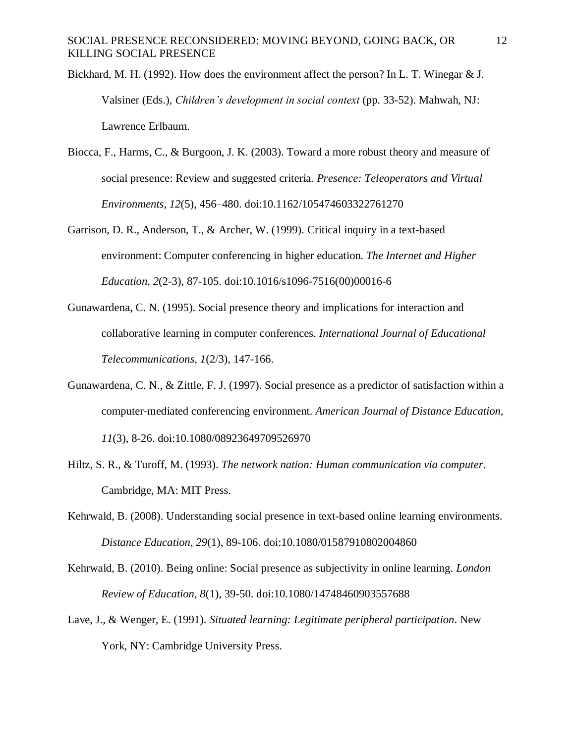Bickhard, M. H. (1992). How does the environment affect the person? In L. T. Winegar & J. Valsiner (Eds.), *Children's development in social context* (pp. 33-52). Mahwah, NJ: Lawrence Erlbaum.

Biocca, F., Harms, C., & Burgoon, J. K. (2003). Toward a more robust theory and measure of social presence: Review and suggested criteria. *Presence: Teleoperators and Virtual Environments, 12*(5), 456–480. doi:10.1162/105474603322761270

Garrison, D. R., Anderson, T., & Archer, W. (1999). Critical inquiry in a text-based environment: Computer conferencing in higher education. *The Internet and Higher Education, 2*(2-3), 87-105. doi:10.1016/s1096-7516(00)00016-6

Gunawardena, C. N. (1995). Social presence theory and implications for interaction and collaborative learning in computer conferences. *International Journal of Educational Telecommunications, 1*(2/3), 147-166.

Gunawardena, C. N., & Zittle, F. J. (1997). Social presence as a predictor of satisfaction within a computer-mediated conferencing environment. *American Journal of Distance Education, 11*(3), 8-26. doi:10.1080/08923649709526970

Hiltz, S. R., & Turoff, M. (1993). *The network nation: Human communication via computer*. Cambridge, MA: MIT Press.

Kehrwald, B. (2008). Understanding social presence in text-based online learning environments. *Distance Education, 29*(1), 89-106. doi:10.1080/01587910802004860

Kehrwald, B. (2010). Being online: Social presence as subjectivity in online learning. *London Review of Education, 8*(1), 39-50. doi:10.1080/14748460903557688

Lave, J., & Wenger, E. (1991). *Situated learning: Legitimate peripheral participation*. New York, NY: Cambridge University Press.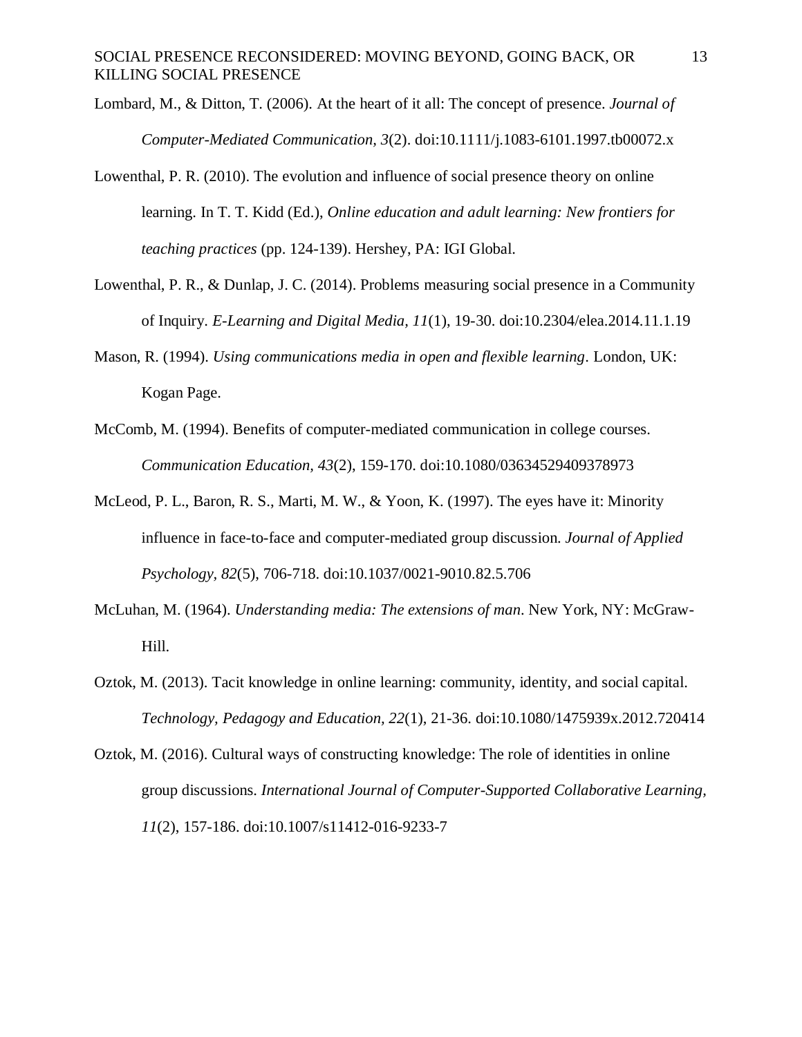Lombard, M., & Ditton, T. (2006). At the heart of it all: The concept of presence. *Journal of Computer-Mediated Communication, 3*(2). doi:10.1111/j.1083-6101.1997.tb00072.x

Lowenthal, P. R. (2010). The evolution and influence of social presence theory on online learning. In T. T. Kidd (Ed.), *Online education and adult learning: New frontiers for teaching practices* (pp. 124-139). Hershey, PA: IGI Global.

Lowenthal, P. R., & Dunlap, J. C. (2014). Problems measuring social presence in a Community of Inquiry. *E-Learning and Digital Media, 11*(1), 19-30. doi:10.2304/elea.2014.11.1.19

Mason, R. (1994). *Using communications media in open and flexible learning*. London, UK: Kogan Page.

McComb, M. (1994). Benefits of computer-mediated communication in college courses. *Communication Education, 43*(2), 159-170. doi:10.1080/03634529409378973

McLeod, P. L., Baron, R. S., Marti, M. W., & Yoon, K. (1997). The eyes have it: Minority influence in face-to-face and computer-mediated group discussion. *Journal of Applied Psychology, 82*(5), 706-718. doi:10.1037/0021-9010.82.5.706

McLuhan, M. (1964). *Understanding media: The extensions of man*. New York, NY: McGraw-Hill.

Oztok, M. (2013). Tacit knowledge in online learning: community, identity, and social capital. *Technology, Pedagogy and Education, 22*(1), 21-36. doi:10.1080/1475939x.2012.720414

Oztok, M. (2016). Cultural ways of constructing knowledge: The role of identities in online group discussions. *International Journal of Computer-Supported Collaborative Learning, 11*(2), 157-186. doi:10.1007/s11412-016-9233-7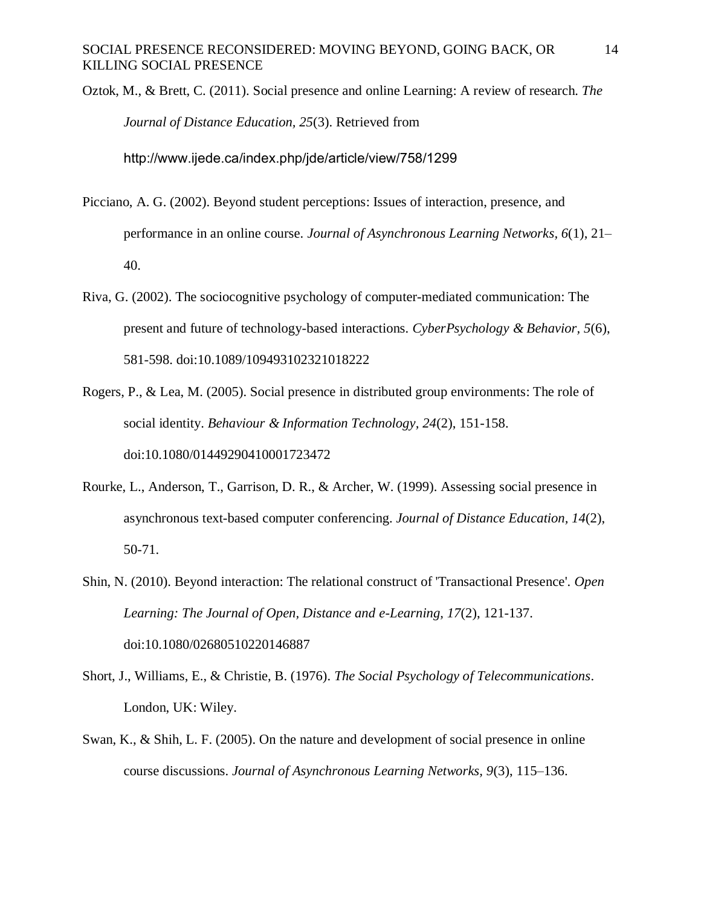Oztok, M., & Brett, C. (2011). Social presence and online Learning: A review of research. *The Journal of Distance Education, 25*(3). Retrieved from http://www.ijede.ca/index.php/jde/article/view/758/1299

Picciano, A. G. (2002). Beyond student perceptions: Issues of interaction, presence, and performance in an online course. *Journal of Asynchronous Learning Networks, 6*(1), 21–40.

Riva, G. (2002). The sociocognitive psychology of computer-mediated communication: The present and future of technology-based interactions. *CyberPsychology & Behavior, 5*(6), 581-598. doi:10.1089/109493102321018222

Rogers, P., & Lea, M. (2005). Social presence in distributed group environments: The role of social identity. *Behaviour & Information Technology, 24*(2), 151-158. doi:10.1080/01449290410001723472

Rourke, L., Anderson, T., Garrison, D. R., & Archer, W. (1999). Assessing social presence in asynchronous text-based computer conferencing. *Journal of Distance Education, 14*(2), 50-71.

Shin, N. (2010). Beyond interaction: The relational construct of 'Transactional Presence'. *Open Learning: The Journal of Open, Distance and e-Learning, 17*(2), 121-137. doi:10.1080/02680510220146887

Short, J., Williams, E., & Christie, B. (1976). *The Social Psychology of Telecommunications*. London, UK: Wiley.

Swan, K., & Shih, L. F. (2005). On the nature and development of social presence in online course discussions. *Journal of Asynchronous Learning Networks, 9*(3), 115–136.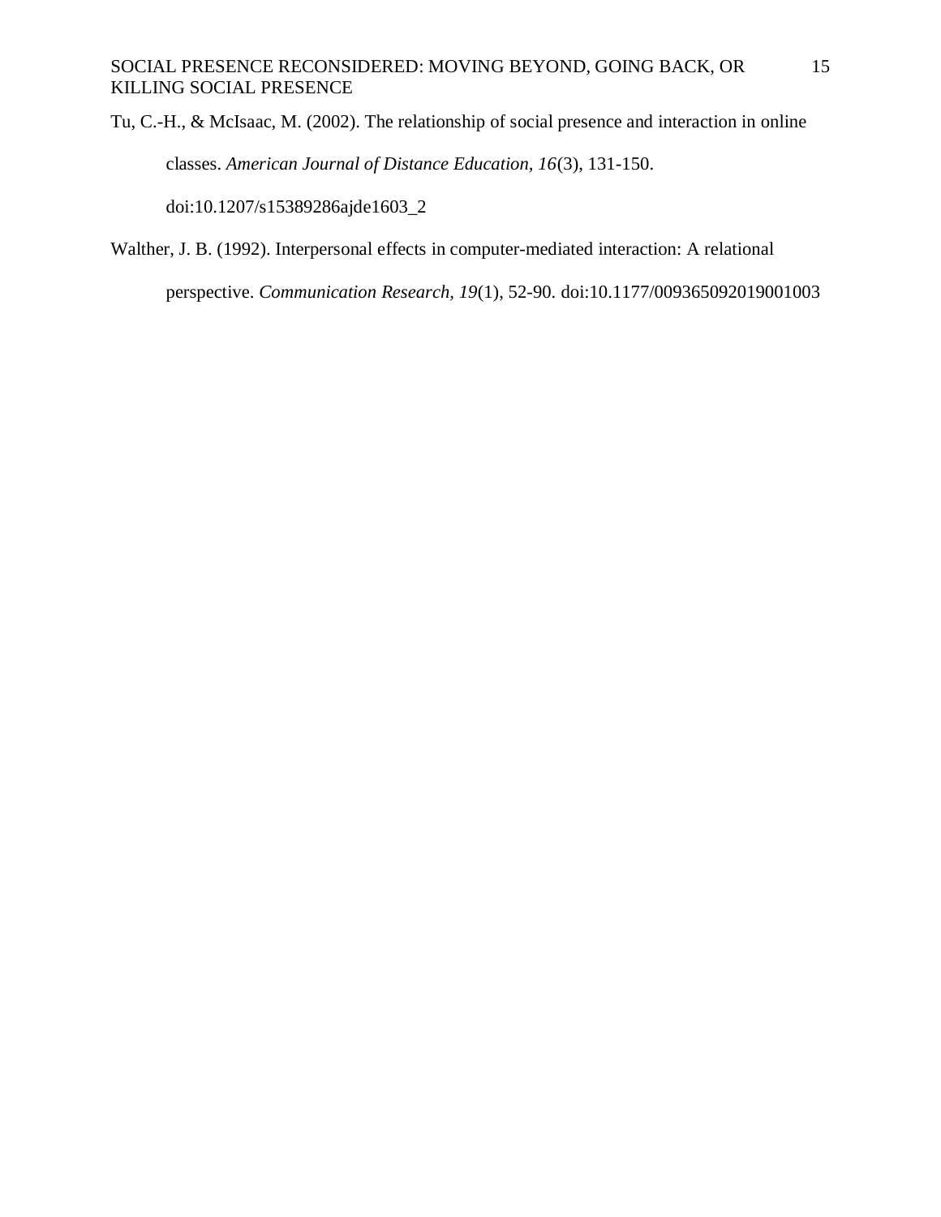Tu, C.-H., & McIsaac, M. (2002). The relationship of social presence and interaction in online classes. *American Journal of Distance Education, 16*(3), 131-150. doi:10.1207/s15389286ajde1603_2

Walther, J. B. (1992). Interpersonal effects in computer-mediated interaction: A relational perspective. *Communication Research, 19*(1), 52-90. doi:10.1177/009365092019001003